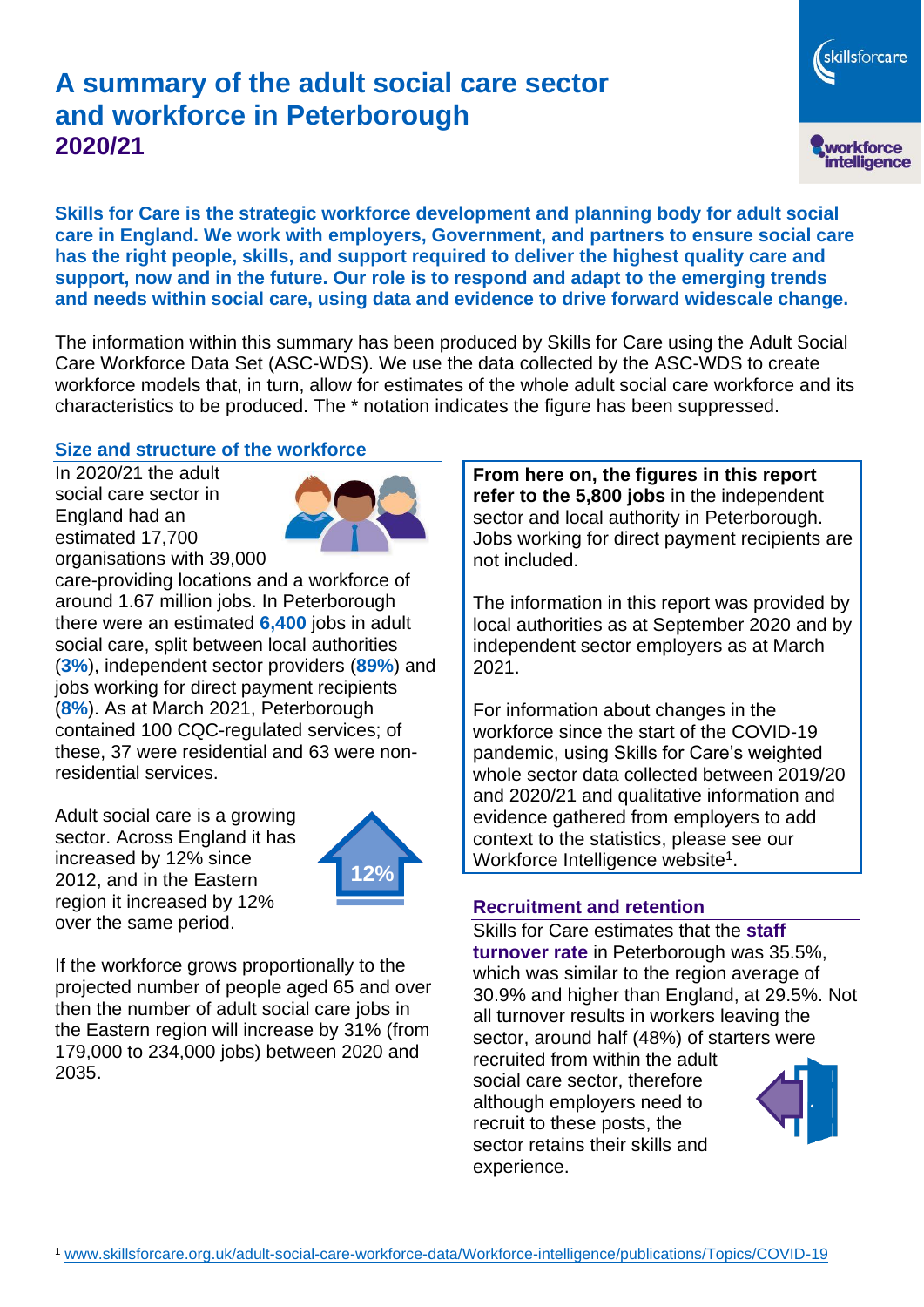# A summary of the adult social care sector and workforce in Peterborough 2020/21

**Skills for Care is the strategic workforce development and planning body for adult social care in England. We work with employers, Government, and partners to ensure social care has the right people, skills, and support required to deliver the highest quality care and support, now and in the future. Our role is to respond and adapt to the emerging trends and needs within social care, using data and evidence to drive forward widescale change.**

The information within this summary has been produced by Skills for Care using the Adult Social Care Workforce Data Set (ASC-WDS). We use the data collected by the ASC-WDS to create workforce models that, in turn, allow for estimates of the whole adult social care workforce and its characteristics to be produced. The * notation indicates the figure has been suppressed.

## Size and structure of the workforce

In 2020/21 the adult social care sector in England had an estimated 17,700 organisations with 39,000 care-providing locations and a workforce of around 1.67 million jobs. In Peterborough there were an estimated **6,400** jobs in adult social care, split between local authorities (**3%**), independent sector providers (**89%**) and jobs working for direct payment recipients (**8%**). As at March 2021, Peterborough contained 100 CQC-regulated services; of these, 37 were residential and 63 were non-residential services.

Adult social care is a growing sector. Across England it has increased by 12% since 2012, and in the Eastern region it increased by 12% over the same period.

12%

If the workforce grows proportionally to the projected number of people aged 65 and over then the number of adult social care jobs in the Eastern region will increase by 31% (from 179,000 to 234,000 jobs) between 2020 and 2035.

**From here on, the figures in this report refer to the 5,800 jobs** in the independent sector and local authority in Peterborough. Jobs working for direct payment recipients are not included.

The information in this report was provided by local authorities as at September 2020 and by independent sector employers as at March 2021.

For information about changes in the workforce since the start of the COVID-19 pandemic, using Skills for Care's weighted whole sector data collected between 2019/20 and 2020/21 and qualitative information and evidence gathered from employers to add context to the statistics, please see our Workforce Intelligence website[1].

## Recruitment and retention

Skills for Care estimates that the **staff turnover rate** in Peterborough was 35.5%, which was similar to the region average of 30.9% and higher than England, at 29.5%. Not all turnover results in workers leaving the sector, around half (48%) of starters were recruited from within the adult social care sector, therefore although employers need to recruit to these posts, the sector retains their skills and experience.

[1] www.skillsforcare.org.uk/adult-social-care-workforce-data/Workforce-intelligence/publications/Topics/COVID-19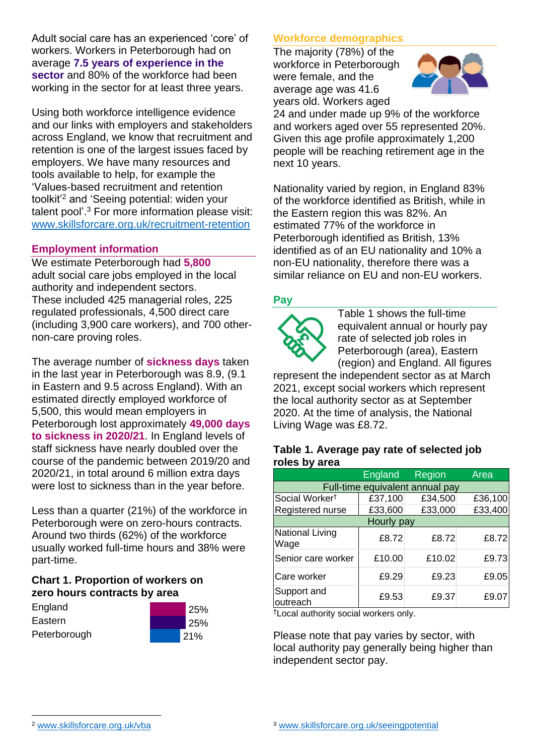Adult social care has an experienced 'core' of workers. Workers in Peterborough had on average **7.5 years of experience in the sector** and 80% of the workforce had been working in the sector for at least three years.

Using both workforce intelligence evidence and our links with employers and stakeholders across England, we know that recruitment and retention is one of the largest issues faced by employers. We have many resources and tools available to help, for example the 'Values-based recruitment and retention toolkit'[2] and 'Seeing potential: widen your talent pool'.[3] For more information please visit: www.skillsforcare.org.uk/recruitment-retention

## Employment information

We estimate Peterborough had **5,800** adult social care jobs employed in the local authority and independent sectors. These included 425 managerial roles, 225 regulated professionals, 4,500 direct care (including 3,900 care workers), and 700 other-non-care proving roles.

The average number of **sickness days** taken in the last year in Peterborough was 8.9, (9.1 in Eastern and 9.5 across England). With an estimated directly employed workforce of 5,500, this would mean employers in Peterborough lost approximately **49,000 days to sickness in 2020/21**. In England levels of staff sickness have nearly doubled over the course of the pandemic between 2019/20 and 2020/21, in total around 6 million extra days were lost to sickness than in the year before.

Less than a quarter (21%) of the workforce in Peterborough were on zero-hours contracts. Around two thirds (62%) of the workforce usually worked full-time hours and 38% were part-time.

### Chart 1. Proportion of workers on zero hours contracts by area

| Area | Proportion |
|---|---|
| England | 25% |
| Eastern | 25% |
| Peterborough | 21% |

## Workforce demographics

The majority (78%) of the workforce in Peterborough were female, and the average age was 41.6 years old. Workers aged 24 and under made up 9% of the workforce and workers aged over 55 represented 20%. Given this age profile approximately 1,200 people will be reaching retirement age in the next 10 years.

Nationality varied by region, in England 83% of the workforce identified as British, while in the Eastern region this was 82%. An estimated 77% of the workforce in Peterborough identified as British, 13% identified as of an EU nationality and 10% a non-EU nationality, therefore there was a similar reliance on EU and non-EU workers.

## Pay

Table 1 shows the full-time equivalent annual or hourly pay rate of selected job roles in Peterborough (area), Eastern (region) and England. All figures represent the independent sector as at March 2021, except social workers which represent the local authority sector as at September 2020. At the time of analysis, the National Living Wage was £8.72.

### Table 1. Average pay rate of selected job roles by area

| | England | Region | Area |
|---|---|---|---|
| **Full-time equivalent annual pay** | | | |
| Social Worker† | £37,100 | £34,500 | £36,100 |
| Registered nurse | £33,600 | £33,000 | £33,400 |
| **Hourly pay** | | | |
| National Living Wage | £8.72 | £8.72 | £8.72 |
| Senior care worker | £10.00 | £10.02 | £9.73 |
| Care worker | £9.29 | £9.23 | £9.05 |
| Support and outreach | £9.53 | £9.37 | £9.07 |

†Local authority social workers only.

Please note that pay varies by sector, with local authority pay generally being higher than independent sector pay.

[2] www.skillsforcare.org.uk/vba

[3] www.skillsforcare.org.uk/seeingpotential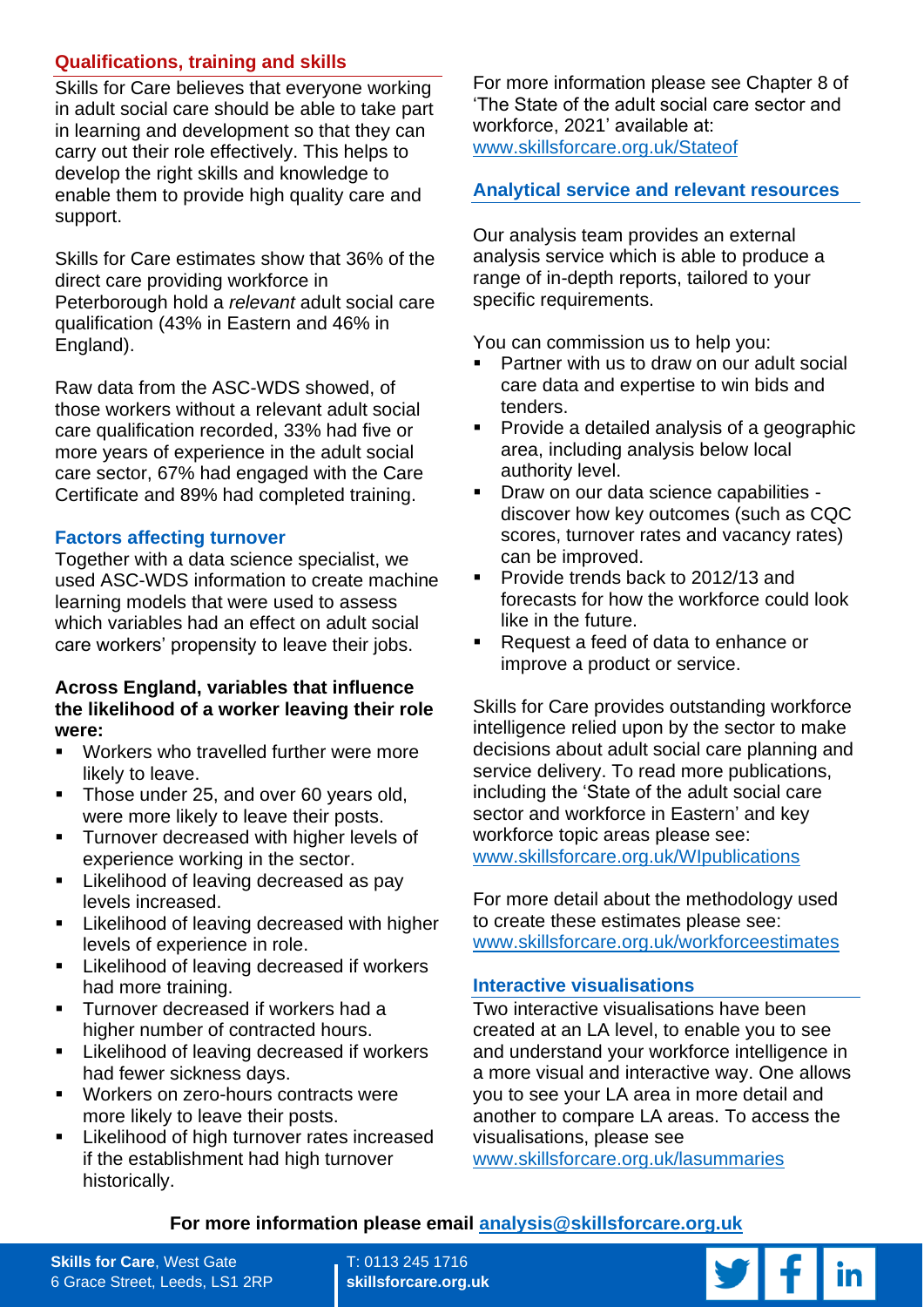## Qualifications, training and skills

Skills for Care believes that everyone working in adult social care should be able to take part in learning and development so that they can carry out their role effectively. This helps to develop the right skills and knowledge to enable them to provide high quality care and support.

Skills for Care estimates show that 36% of the direct care providing workforce in Peterborough hold a *relevant* adult social care qualification (43% in Eastern and 46% in England).

Raw data from the ASC-WDS showed, of those workers without a relevant adult social care qualification recorded, 33% had five or more years of experience in the adult social care sector, 67% had engaged with the Care Certificate and 89% had completed training.

## Factors affecting turnover

Together with a data science specialist, we used ASC-WDS information to create machine learning models that were used to assess which variables had an effect on adult social care workers' propensity to leave their jobs.

**Across England, variables that influence the likelihood of a worker leaving their role were:**

- Workers who travelled further were more likely to leave.
- Those under 25, and over 60 years old, were more likely to leave their posts.
- Turnover decreased with higher levels of experience working in the sector.
- Likelihood of leaving decreased as pay levels increased.
- Likelihood of leaving decreased with higher levels of experience in role.
- Likelihood of leaving decreased if workers had more training.
- Turnover decreased if workers had a higher number of contracted hours.
- Likelihood of leaving decreased if workers had fewer sickness days.
- Workers on zero-hours contracts were more likely to leave their posts.
- Likelihood of high turnover rates increased if the establishment had high turnover historically.

For more information please see Chapter 8 of 'The State of the adult social care sector and workforce, 2021' available at: www.skillsforcare.org.uk/Stateof

## Analytical service and relevant resources

Our analysis team provides an external analysis service which is able to produce a range of in-depth reports, tailored to your specific requirements.

You can commission us to help you:

- Partner with us to draw on our adult social care data and expertise to win bids and tenders.
- Provide a detailed analysis of a geographic area, including analysis below local authority level.
- Draw on our data science capabilities - discover how key outcomes (such as CQC scores, turnover rates and vacancy rates) can be improved.
- Provide trends back to 2012/13 and forecasts for how the workforce could look like in the future.
- Request a feed of data to enhance or improve a product or service.

Skills for Care provides outstanding workforce intelligence relied upon by the sector to make decisions about adult social care planning and service delivery. To read more publications, including the 'State of the adult social care sector and workforce in Eastern' and key workforce topic areas please see: www.skillsforcare.org.uk/WIpublications

For more detail about the methodology used to create these estimates please see: www.skillsforcare.org.uk/workforceestimates

## Interactive visualisations

Two interactive visualisations have been created at an LA level, to enable you to see and understand your workforce intelligence in a more visual and interactive way. One allows you to see your LA area in more detail and another to compare LA areas. To access the visualisations, please see www.skillsforcare.org.uk/lasummaries

**For more information please email analysis@skillsforcare.org.uk**

**Skills for Care**, West Gate
6 Grace Street, Leeds, LS1 2RP

T: 0113 245 1716
**skillsforcare.org.uk**